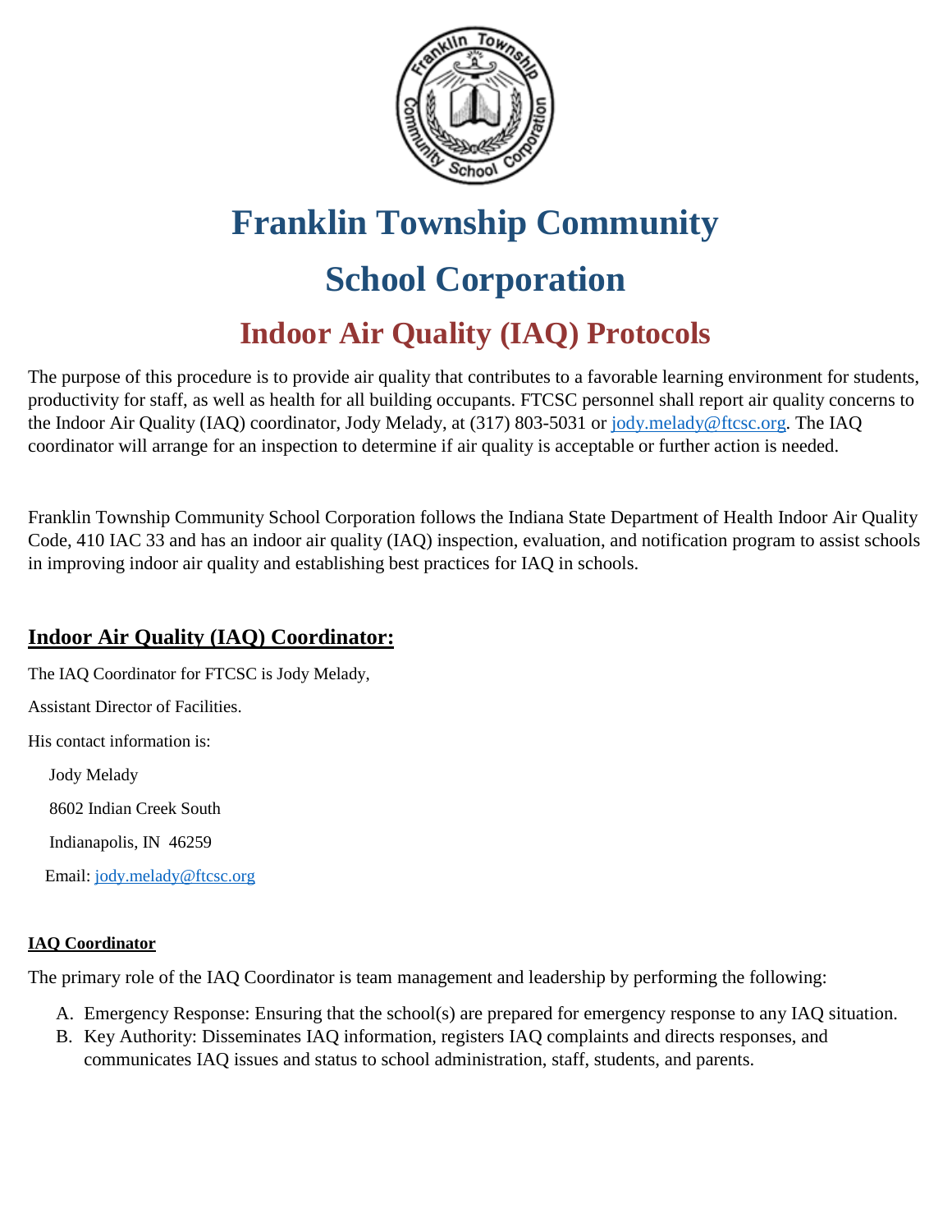# Franklin Township Community School Corporation

## Indoor Air Quality (IAQ) Protocols

The purpose of this procedure is to provide air quality that contributes to a favorable learning environment for students, productivity for staff, as well as health for all building occupants. FTCSC personnel shall report air quality concerns to the Indoor Air Quality (IAQ) coordinator, Jody Melady, at (317) 803-5031 or jody.melady@ftcsc.org. The IAQ coordinator will arrange for an inspection to determine if air quality is acceptable or further action is needed.

Franklin Township Community School Corporation follows the Indiana State Department of Health Indoor Air Quality Code, 410 IAC 33 and has an indoor air quality (IAQ) inspection, evaluation, and notification program to assist schools in improving indoor air quality and establishing best practices for IAQ in schools.

### Indoor Air Quality (IAQ) Coordinator:

The IAQ Coordinator for FTCSC is Jody Melady,

Assistant Director of Facilities.

His contact information is:

Jody Melady

8602 Indian Creek South

Indianapolis, IN 46259

Email: jody.melady@ftcsc.org

#### IAQ Coordinator

The primary role of the IAQ Coordinator is team management and leadership by performing the following:

A. Emergency Response: Ensuring that the school(s) are prepared for emergency response to any IAQ situation.
B. Key Authority: Disseminates IAQ information, registers IAQ complaints and directs responses, and communicates IAQ issues and status to school administration, staff, students, and parents.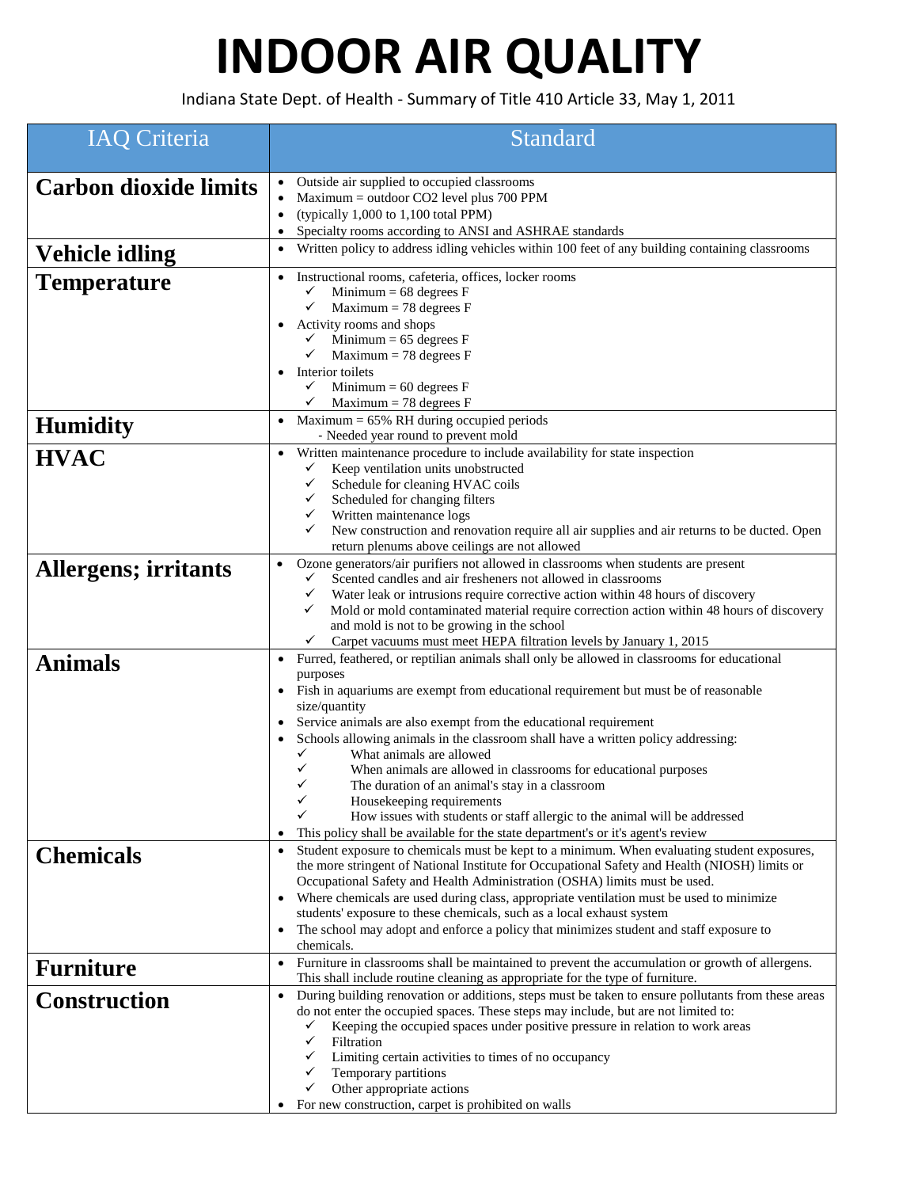# INDOOR AIR QUALITY

Indiana State Dept. of Health - Summary of Title 410 Article 33, May 1, 2011

| IAQ Criteria | Standard |
|---|---|
| **Carbon dioxide limits** | • Outside air supplied to occupied classrooms<br>• Maximum = outdoor CO2 level plus 700 PPM<br>• (typically 1,000 to 1,100 total PPM)<br>• Specialty rooms according to ANSI and ASHRAE standards |
| **Vehicle idling** | • Written policy to address idling vehicles within 100 feet of any building containing classrooms |
| **Temperature** | • Instructional rooms, cafeteria, offices, locker rooms<br>✓ Minimum = 68 degrees F<br>✓ Maximum = 78 degrees F<br>• Activity rooms and shops<br>✓ Minimum = 65 degrees F<br>✓ Maximum = 78 degrees F<br>• Interior toilets<br>✓ Minimum = 60 degrees F<br>✓ Maximum = 78 degrees F |
| **Humidity** | • Maximum = 65% RH during occupied periods<br>- Needed year round to prevent mold |
| **HVAC** | • Written maintenance procedure to include availability for state inspection<br>✓ Keep ventilation units unobstructed<br>✓ Schedule for cleaning HVAC coils<br>✓ Scheduled for changing filters<br>✓ Written maintenance logs<br>✓ New construction and renovation require all air supplies and air returns to be ducted. Open return plenums above ceilings are not allowed |
| **Allergens; irritants** | • Ozone generators/air purifiers not allowed in classrooms when students are present<br>✓ Scented candles and air fresheners not allowed in classrooms<br>✓ Water leak or intrusions require corrective action within 48 hours of discovery<br>✓ Mold or mold contaminated material require correction action within 48 hours of discovery and mold is not to be growing in the school<br>✓ Carpet vacuums must meet HEPA filtration levels by January 1, 2015 |
| **Animals** | • Furred, feathered, or reptilian animals shall only be allowed in classrooms for educational purposes<br>• Fish in aquariums are exempt from educational requirement but must be of reasonable size/quantity<br>• Service animals are also exempt from the educational requirement<br>• Schools allowing animals in the classroom shall have a written policy addressing:<br>✓ What animals are allowed<br>✓ When animals are allowed in classrooms for educational purposes<br>✓ The duration of an animal's stay in a classroom<br>✓ Housekeeping requirements<br>✓ How issues with students or staff allergic to the animal will be addressed<br>• This policy shall be available for the state department's or it's agent's review |
| **Chemicals** | • Student exposure to chemicals must be kept to a minimum. When evaluating student exposures, the more stringent of National Institute for Occupational Safety and Health (NIOSH) limits or Occupational Safety and Health Administration (OSHA) limits must be used.<br>• Where chemicals are used during class, appropriate ventilation must be used to minimize students' exposure to these chemicals, such as a local exhaust system<br>• The school may adopt and enforce a policy that minimizes student and staff exposure to chemicals. |
| **Furniture** | • Furniture in classrooms shall be maintained to prevent the accumulation or growth of allergens. This shall include routine cleaning as appropriate for the type of furniture. |
| **Construction** | • During building renovation or additions, steps must be taken to ensure pollutants from these areas do not enter the occupied spaces. These steps may include, but are not limited to:<br>✓ Keeping the occupied spaces under positive pressure in relation to work areas<br>✓ Filtration<br>✓ Limiting certain activities to times of no occupancy<br>✓ Temporary partitions<br>✓ Other appropriate actions<br>• For new construction, carpet is prohibited on walls |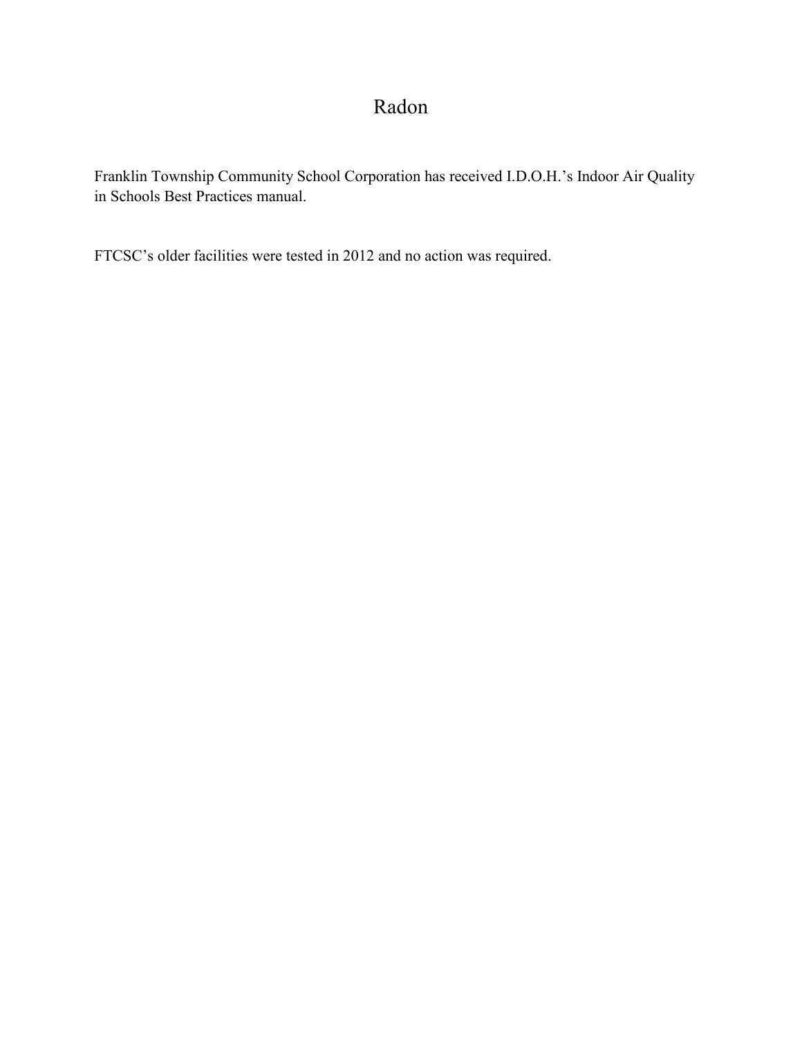# Radon

Franklin Township Community School Corporation has received I.D.O.H.'s Indoor Air Quality in Schools Best Practices manual.

FTCSC's older facilities were tested in 2012 and no action was required.